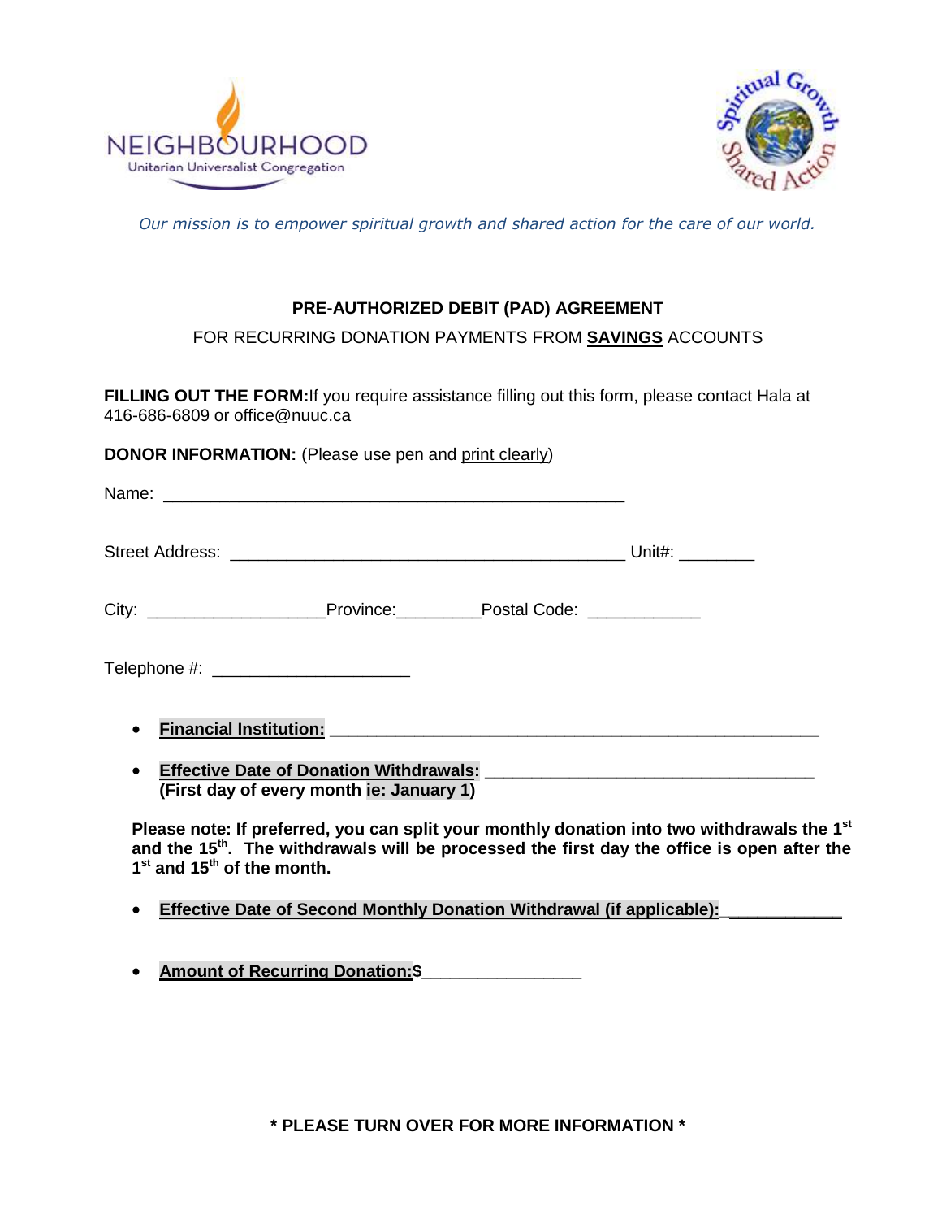NEIGHBOURHOOD
Unitarian Universalist Congregation

*Our mission is to empower spiritual growth and shared action for the care of our world.*

## PRE-AUTHORIZED DEBIT (PAD) AGREEMENT

FOR RECURRING DONATION PAYMENTS FROM **SAVINGS** ACCOUNTS

**FILLING OUT THE FORM:** If you require assistance filling out this form, please contact Hala at 416-686-6809 or office@nuuc.ca

**DONOR INFORMATION:** (Please use pen and print clearly)

Name: ___________________________________________________

Street Address: ___________________________________________ Unit#: ________

City: ___________________Province:_________Postal Code: ____________

Telephone #: _____________________

- **Financial Institution:** _____________________________________________________
- **Effective Date of Donation Withdrawals:** ____________________________________
  **(First day of every month ie: January 1)**

**Please note: If preferred, you can split your monthly donation into two withdrawals the 1st and the 15th. The withdrawals will be processed the first day the office is open after the 1st and 15th of the month.**

- **Effective Date of Second Monthly Donation Withdrawal (if applicable):** ____________
- **Amount of Recurring Donation:$**_________________

**\* PLEASE TURN OVER FOR MORE INFORMATION \***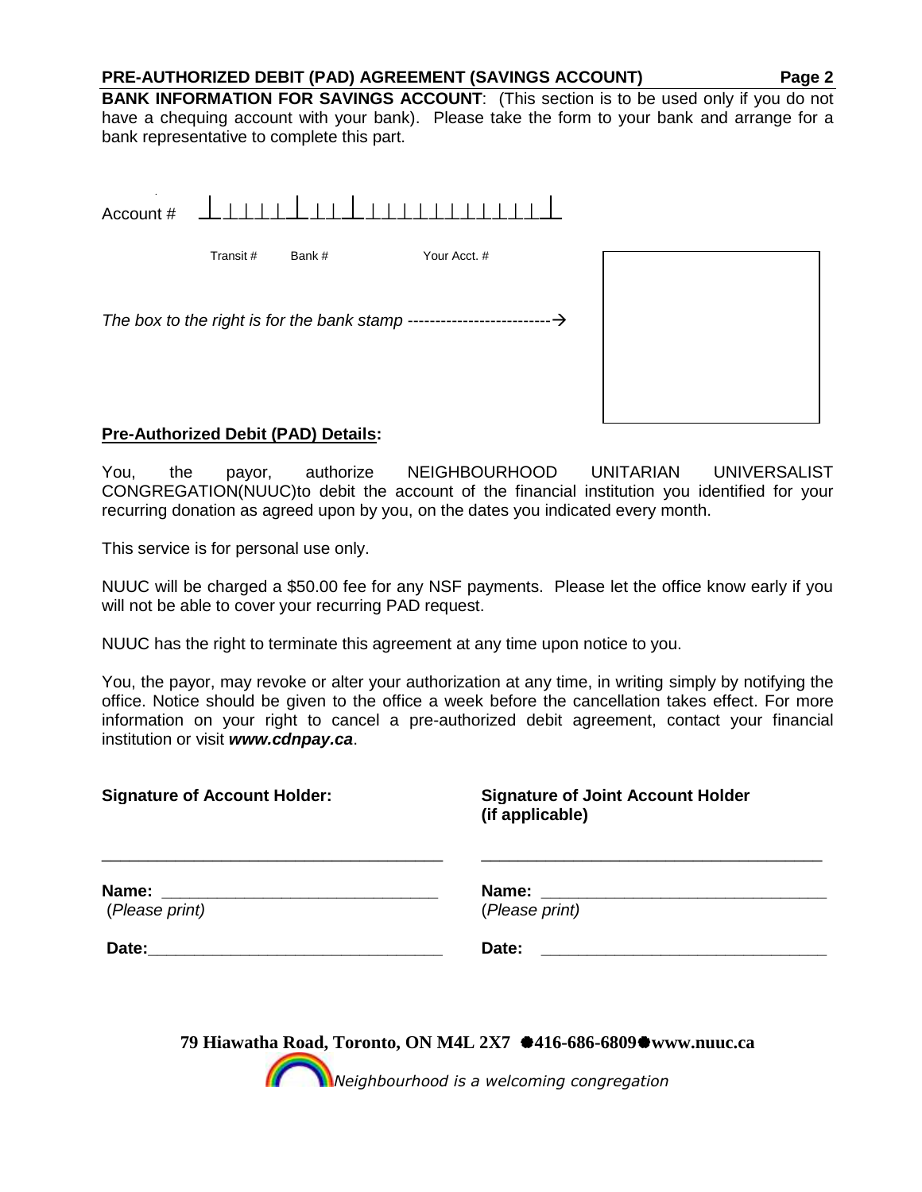**PRE-AUTHORIZED DEBIT (PAD) AGREEMENT (SAVINGS ACCOUNT)**

**BANK INFORMATION FOR SAVINGS ACCOUNT**: (This section is to be used only if you do not have a chequing account with your bank). Please take the form to your bank and arrange for a bank representative to complete this part.

Account # \_\_\_\_\_\_\_\_\_\_\_\_\_\_\_\_\_\_\_\_\_\_\_\_\_\_\_\_\_\_\_\_\_\_\_\_\_\_\_\_

Transit # Bank # Your Acct. #

*The box to the right is for the bank stamp* --------------------------→

**Pre-Authorized Debit (PAD) Details:**

You, the payor, authorize NEIGHBOURHOOD UNITARIAN UNIVERSALIST CONGREGATION(NUUC)to debit the account of the financial institution you identified for your recurring donation as agreed upon by you, on the dates you indicated every month.

This service is for personal use only.

NUUC will be charged a $50.00 fee for any NSF payments. Please let the office know early if you will not be able to cover your recurring PAD request.

NUUC has the right to terminate this agreement at any time upon notice to you.

You, the payor, may revoke or alter your authorization at any time, in writing simply by notifying the office. Notice should be given to the office a week before the cancellation takes effect. For more information on your right to cancel a pre-authorized debit agreement, contact your financial institution or visit ***www.cdnpay.ca***.

**Signature of Account Holder:**

\_\_\_\_\_\_\_\_\_\_\_\_\_\_\_\_\_\_\_\_\_\_\_\_\_\_\_\_\_\_\_\_\_\_\_\_

**Name:** \_\_\_\_\_\_\_\_\_\_\_\_\_\_\_\_\_\_\_\_\_\_\_\_\_\_\_\_\_\_
(*Please print*)

**Date:**\_\_\_\_\_\_\_\_\_\_\_\_\_\_\_\_\_\_\_\_\_\_\_\_\_\_\_\_\_\_\_

**Signature of Joint Account Holder (if applicable)**

\_\_\_\_\_\_\_\_\_\_\_\_\_\_\_\_\_\_\_\_\_\_\_\_\_\_\_\_\_\_\_\_\_\_\_\_

**Name:** \_\_\_\_\_\_\_\_\_\_\_\_\_\_\_\_\_\_\_\_\_\_\_\_\_\_\_\_\_\_
(*Please print*)

**Date:** \_\_\_\_\_\_\_\_\_\_\_\_\_\_\_\_\_\_\_\_\_\_\_\_\_\_\_\_\_\_

**79 Hiawatha Road, Toronto, ON M4L 2X7 ●416-686-6809●www.nuuc.ca**

*Neighbourhood is a welcoming congregation*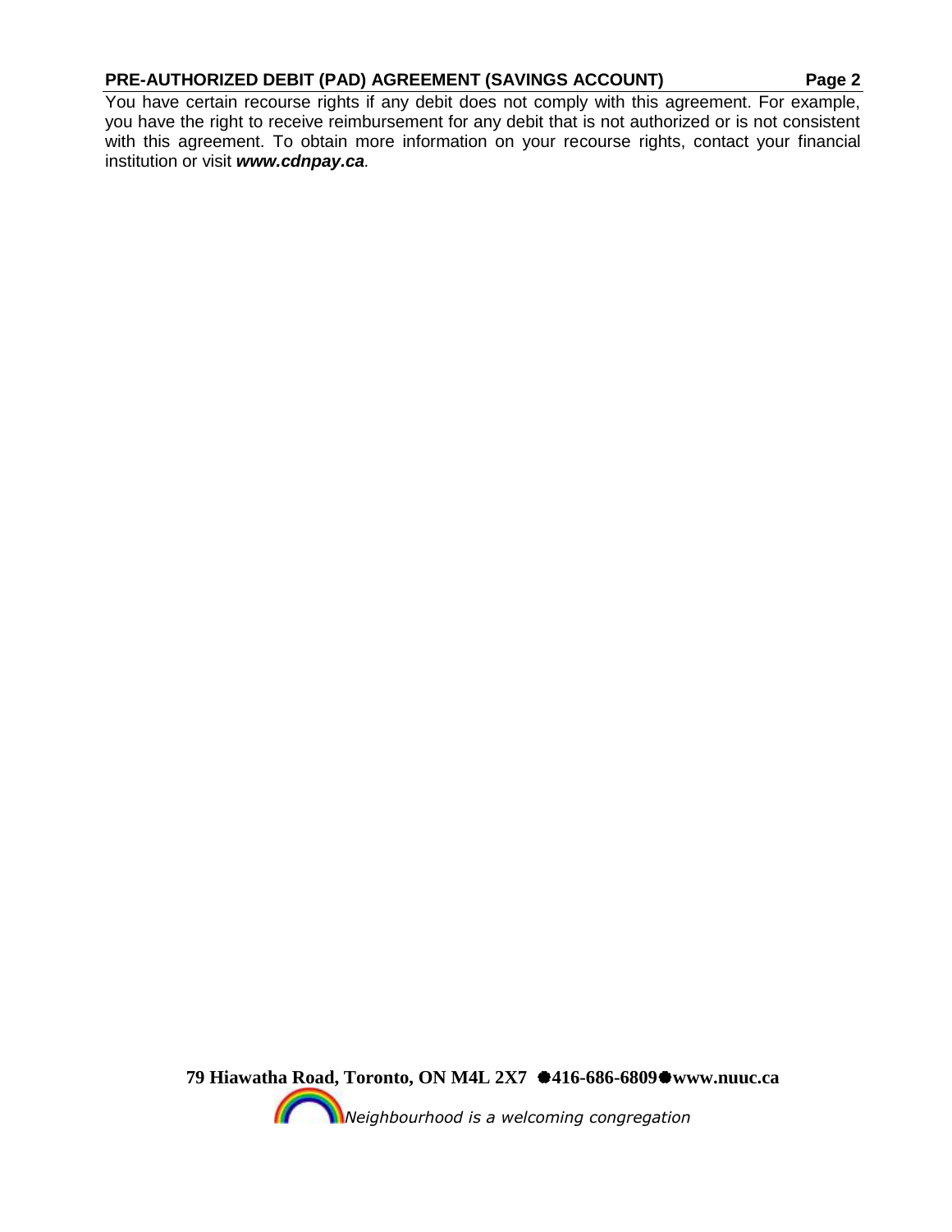You have certain recourse rights if any debit does not comply with this agreement. For example, you have the right to receive reimbursement for any debit that is not authorized or is not consistent with this agreement. To obtain more information on your recourse rights, contact your financial institution or visit ***www.cdnpay.ca***.